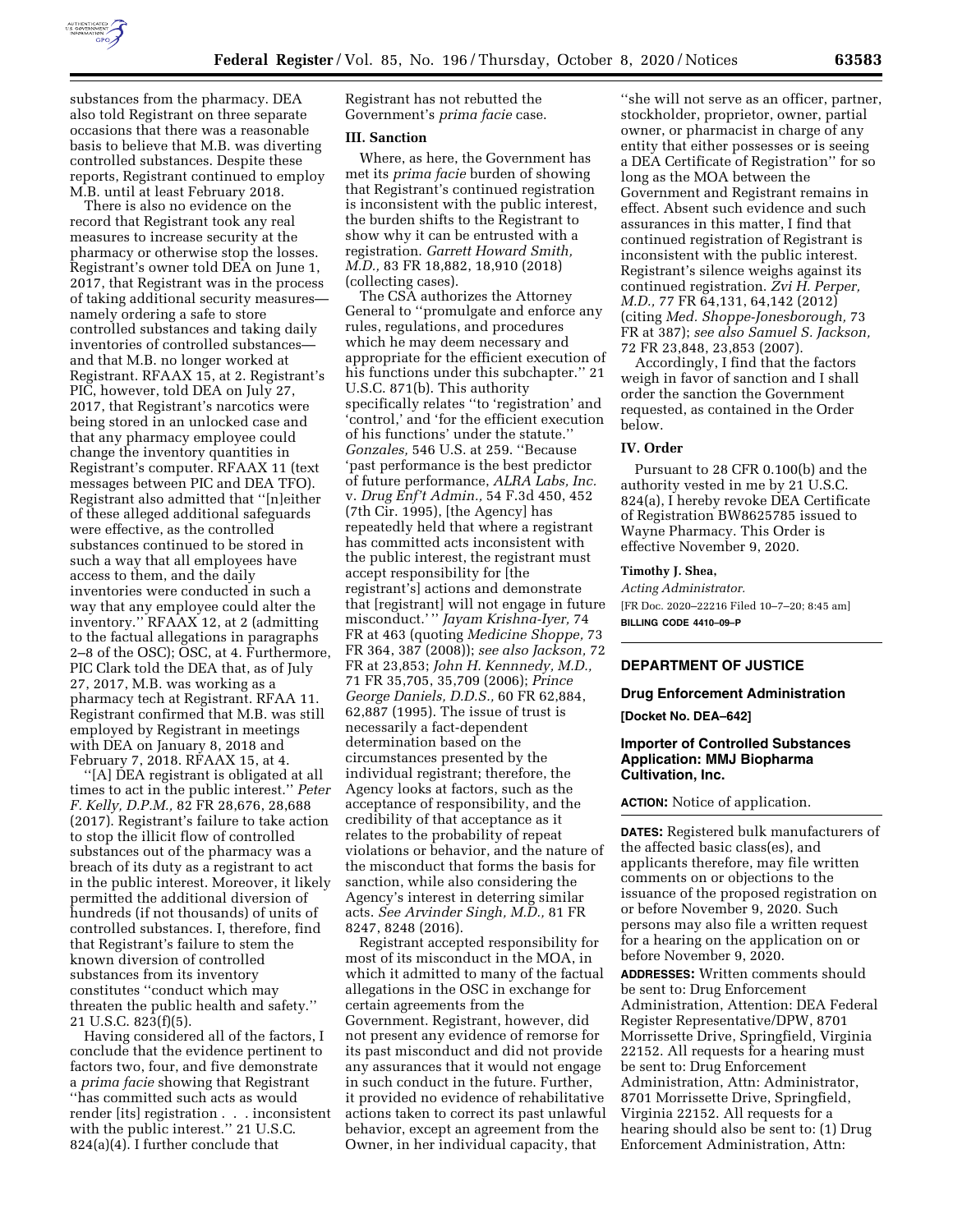substances from the pharmacy. DEA also told Registrant on three separate occasions that there was a reasonable basis to believe that M.B. was diverting controlled substances. Despite these reports, Registrant continued to employ M.B. until at least February 2018.

There is also no evidence on the record that Registrant took any real measures to increase security at the pharmacy or otherwise stop the losses. Registrant's owner told DEA on June 1, 2017, that Registrant was in the process of taking additional security measures—namely ordering a safe to store controlled substances and taking daily inventories of controlled substances—and that M.B. no longer worked at Registrant. RFAAX 15, at 2. Registrant's PIC, however, told DEA on July 27, 2017, that Registrant's narcotics were being stored in an unlocked case and that any pharmacy employee could change the inventory quantities in Registrant's computer. RFAAX 11 (text messages between PIC and DEA TFO). Registrant also admitted that ''[n]either of these alleged additional safeguards were effective, as the controlled substances continued to be stored in such a way that all employees have access to them, and the daily inventories were conducted in such a way that any employee could alter the inventory.'' RFAAX 12, at 2 (admitting to the factual allegations in paragraphs 2–8 of the OSC); OSC, at 4. Furthermore, PIC Clark told the DEA that, as of July 27, 2017, M.B. was working as a pharmacy tech at Registrant. RFAA 11. Registrant confirmed that M.B. was still employed by Registrant in meetings with DEA on January 8, 2018 and February 7, 2018. RFAAX 15, at 4.

''[A] DEA registrant is obligated at all times to act in the public interest.'' *Peter F. Kelly, D.P.M.,* 82 FR 28,676, 28,688 (2017). Registrant's failure to take action to stop the illicit flow of controlled substances out of the pharmacy was a breach of its duty as a registrant to act in the public interest. Moreover, it likely permitted the additional diversion of hundreds (if not thousands) of units of controlled substances. I, therefore, find that Registrant's failure to stem the known diversion of controlled substances from its inventory constitutes ''conduct which may threaten the public health and safety.'' 21 U.S.C. 823(f)(5).

Having considered all of the factors, I conclude that the evidence pertinent to factors two, four, and five demonstrate a *prima facie* showing that Registrant ''has committed such acts as would render [its] registration . . . inconsistent with the public interest.'' 21 U.S.C. 824(a)(4). I further conclude that Registrant has not rebutted the Government's *prima facie* case.

## III. Sanction

Where, as here, the Government has met its *prima facie* burden of showing that Registrant's continued registration is inconsistent with the public interest, the burden shifts to the Registrant to show why it can be entrusted with a registration. *Garrett Howard Smith, M.D.,* 83 FR 18,882, 18,910 (2018) (collecting cases).

The CSA authorizes the Attorney General to ''promulgate and enforce any rules, regulations, and procedures which he may deem necessary and appropriate for the efficient execution of his functions under this subchapter.'' 21 U.S.C. 871(b). This authority specifically relates ''to 'registration' and 'control,' and 'for the efficient execution of his functions' under the statute.'' *Gonzales,* 546 U.S. at 259. ''Because 'past performance is the best predictor of future performance, *ALRA Labs, Inc.* v. *Drug Enf't Admin.,* 54 F.3d 450, 452 (7th Cir. 1995), [the Agency] has repeatedly held that where a registrant has committed acts inconsistent with the public interest, the registrant must accept responsibility for [the registrant's] actions and demonstrate that [registrant] will not engage in future misconduct.' '' *Jayam Krishna-Iyer,* 74 FR at 463 (quoting *Medicine Shoppe,* 73 FR 364, 387 (2008)); *see also Jackson,* 72 FR at 23,853; *John H. Kennnedy, M.D.,* 71 FR 35,705, 35,709 (2006); *Prince George Daniels, D.D.S.,* 60 FR 62,884, 62,887 (1995). The issue of trust is necessarily a fact-dependent determination based on the circumstances presented by the individual registrant; therefore, the Agency looks at factors, such as the acceptance of responsibility, and the credibility of that acceptance as it relates to the probability of repeat violations or behavior, and the nature of the misconduct that forms the basis for sanction, while also considering the Agency's interest in deterring similar acts. *See Arvinder Singh, M.D.,* 81 FR 8247, 8248 (2016).

Registrant accepted responsibility for most of its misconduct in the MOA, in which it admitted to many of the factual allegations in the OSC in exchange for certain agreements from the Government. Registrant, however, did not present any evidence of remorse for its past misconduct and did not provide any assurances that it would not engage in such conduct in the future. Further, it provided no evidence of rehabilitative actions taken to correct its past unlawful behavior, except an agreement from the Owner, in her individual capacity, that ''she will not serve as an officer, partner, stockholder, proprietor, owner, partial owner, or pharmacist in charge of any entity that either possesses or is seeing a DEA Certificate of Registration'' for so long as the MOA between the Government and Registrant remains in effect. Absent such evidence and such assurances in this matter, I find that continued registration of Registrant is inconsistent with the public interest. Registrant's silence weighs against its continued registration. *Zvi H. Perper, M.D.,* 77 FR 64,131, 64,142 (2012) (citing *Med. Shoppe-Jonesborough,* 73 FR at 387); *see also Samuel S. Jackson,* 72 FR 23,848, 23,853 (2007).

Accordingly, I find that the factors weigh in favor of sanction and I shall order the sanction the Government requested, as contained in the Order below.

## IV. Order

Pursuant to 28 CFR 0.100(b) and the authority vested in me by 21 U.S.C. 824(a), I hereby revoke DEA Certificate of Registration BW8625785 issued to Wayne Pharmacy. This Order is effective November 9, 2020.

**Timothy J. Shea,**

*Acting Administrator.*

[FR Doc. 2020–22216 Filed 10–7–20; 8:45 am]

**BILLING CODE 4410–09–P**

---

# DEPARTMENT OF JUSTICE

## Drug Enforcement Administration

**[Docket No. DEA–642]**

## Importer of Controlled Substances Application: MMJ Biopharma Cultivation, Inc.

**ACTION:** Notice of application.

**DATES:** Registered bulk manufacturers of the affected basic class(es), and applicants therefore, may file written comments on or objections to the issuance of the proposed registration on or before November 9, 2020. Such persons may also file a written request for a hearing on the application on or before November 9, 2020.

**ADDRESSES:** Written comments should be sent to: Drug Enforcement Administration, Attention: DEA Federal Register Representative/DPW, 8701 Morrissette Drive, Springfield, Virginia 22152. All requests for a hearing must be sent to: Drug Enforcement Administration, Attn: Administrator, 8701 Morrissette Drive, Springfield, Virginia 22152. All requests for a hearing should also be sent to: (1) Drug Enforcement Administration, Attn: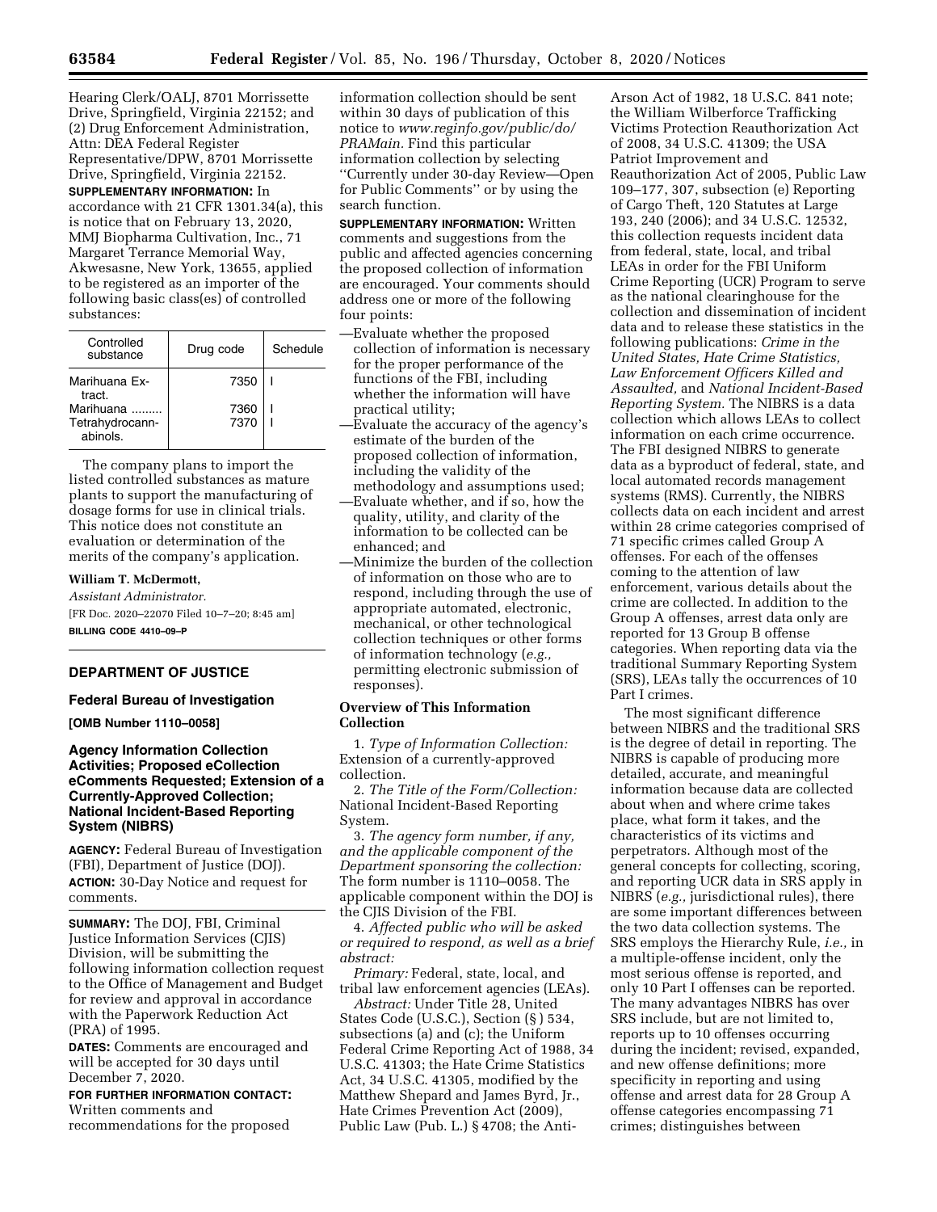Hearing Clerk/OALJ, 8701 Morrissette Drive, Springfield, Virginia 22152; and (2) Drug Enforcement Administration, Attn: DEA Federal Register Representative/DPW, 8701 Morrissette Drive, Springfield, Virginia 22152.

**SUPPLEMENTARY INFORMATION:** In accordance with 21 CFR 1301.34(a), this is notice that on February 13, 2020, MMJ Biopharma Cultivation, Inc., 71 Margaret Terrance Memorial Way, Akwesasne, New York, 13655, applied to be registered as an importer of the following basic class(es) of controlled substances:

| Controlled substance | Drug code | Schedule |
|---|---|---|
| Marihuana Extract. | 7350 | I |
| Marihuana ......... | 7360 | I |
| Tetrahydrocannabinols. | 7370 | I |

The company plans to import the listed controlled substances as mature plants to support the manufacturing of dosage forms for use in clinical trials. This notice does not constitute an evaluation or determination of the merits of the company's application.

**William T. McDermott,**

*Assistant Administrator.*

[FR Doc. 2020–22070 Filed 10–7–20; 8:45 am]

**BILLING CODE 4410–09–P**

## DEPARTMENT OF JUSTICE

### Federal Bureau of Investigation

**[OMB Number 1110–0058]**

### Agency Information Collection Activities; Proposed eCollection eComments Requested; Extension of a Currently-Approved Collection; National Incident-Based Reporting System (NIBRS)

**AGENCY:** Federal Bureau of Investigation (FBI), Department of Justice (DOJ).

**ACTION:** 30-Day Notice and request for comments.

**SUMMARY:** The DOJ, FBI, Criminal Justice Information Services (CJIS) Division, will be submitting the following information collection request to the Office of Management and Budget for review and approval in accordance with the Paperwork Reduction Act (PRA) of 1995.

**DATES:** Comments are encouraged and will be accepted for 30 days until December 7, 2020.

**FOR FURTHER INFORMATION CONTACT:** Written comments and recommendations for the proposed information collection should be sent within 30 days of publication of this notice to *www.reginfo.gov/public/do/PRAMain.* Find this particular information collection by selecting ''Currently under 30-day Review—Open for Public Comments'' or by using the search function.

**SUPPLEMENTARY INFORMATION:** Written comments and suggestions from the public and affected agencies concerning the proposed collection of information are encouraged. Your comments should address one or more of the following four points:

—Evaluate whether the proposed collection of information is necessary for the proper performance of the functions of the FBI, including whether the information will have practical utility;

—Evaluate the accuracy of the agency's estimate of the burden of the proposed collection of information, including the validity of the methodology and assumptions used;

—Evaluate whether, and if so, how the quality, utility, and clarity of the information to be collected can be enhanced; and

—Minimize the burden of the collection of information on those who are to respond, including through the use of appropriate automated, electronic, mechanical, or other technological collection techniques or other forms of information technology (*e.g.,* permitting electronic submission of responses).

#### Overview of This Information Collection

1. *Type of Information Collection:* Extension of a currently-approved collection.

2. *The Title of the Form/Collection:* National Incident-Based Reporting System.

3. *The agency form number, if any, and the applicable component of the Department sponsoring the collection:* The form number is 1110–0058. The applicable component within the DOJ is the CJIS Division of the FBI.

4. *Affected public who will be asked or required to respond, as well as a brief abstract:*

*Primary:* Federal, state, local, and tribal law enforcement agencies (LEAs).

*Abstract:* Under Title 28, United States Code (U.S.C.), Section (§) 534, subsections (a) and (c); the Uniform Federal Crime Reporting Act of 1988, 34 U.S.C. 41303; the Hate Crime Statistics Act, 34 U.S.C. 41305, modified by the Matthew Shepard and James Byrd, Jr., Hate Crimes Prevention Act (2009), Public Law (Pub. L.) § 4708; the Anti-Arson Act of 1982, 18 U.S.C. 841 note; the William Wilberforce Trafficking Victims Protection Reauthorization Act of 2008, 34 U.S.C. 41309; the USA Patriot Improvement and Reauthorization Act of 2005, Public Law 109–177, 307, subsection (e) Reporting of Cargo Theft, 120 Statutes at Large 193, 240 (2006); and 34 U.S.C. 12532, this collection requests incident data from federal, state, local, and tribal LEAs in order for the FBI Uniform Crime Reporting (UCR) Program to serve as the national clearinghouse for the collection and dissemination of incident data and to release these statistics in the following publications: *Crime in the United States, Hate Crime Statistics, Law Enforcement Officers Killed and Assaulted,* and *National Incident-Based Reporting System.* The NIBRS is a data collection which allows LEAs to collect information on each crime occurrence. The FBI designed NIBRS to generate data as a byproduct of federal, state, and local automated records management systems (RMS). Currently, the NIBRS collects data on each incident and arrest within 28 crime categories comprised of 71 specific crimes called Group A offenses. For each of the offenses coming to the attention of law enforcement, various details about the crime are collected. In addition to the Group A offenses, arrest data only are reported for 13 Group B offense categories. When reporting data via the traditional Summary Reporting System (SRS), LEAs tally the occurrences of 10 Part I crimes.

The most significant difference between NIBRS and the traditional SRS is the degree of detail in reporting. The NIBRS is capable of producing more detailed, accurate, and meaningful information because data are collected about when and where crime takes place, what form it takes, and the characteristics of its victims and perpetrators. Although most of the general concepts for collecting, scoring, and reporting UCR data in SRS apply in NIBRS (*e.g.,* jurisdictional rules), there are some important differences between the two data collection systems. The SRS employs the Hierarchy Rule, *i.e.,* in a multiple-offense incident, only the most serious offense is reported, and only 10 Part I offenses can be reported. The many advantages NIBRS has over SRS include, but are not limited to, reports up to 10 offenses occurring during the incident; revised, expanded, and new offense definitions; more specificity in reporting and using offense and arrest data for 28 Group A offense categories encompassing 71 crimes; distinguishes between